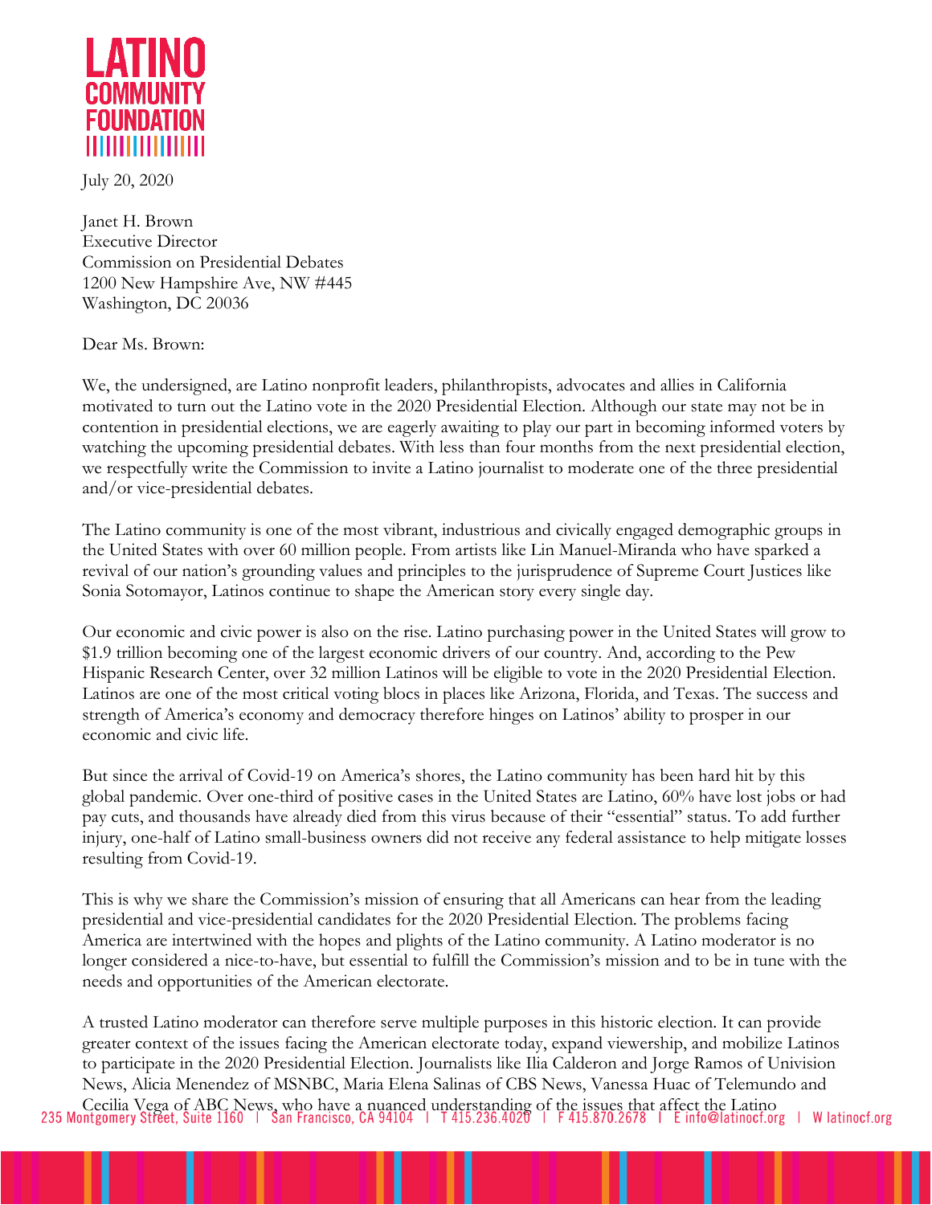# LATINO COMMUNITY FOUNDATION

July 20, 2020

Janet H. Brown
Executive Director
Commission on Presidential Debates
1200 New Hampshire Ave, NW #445
Washington, DC 20036

Dear Ms. Brown:

We, the undersigned, are Latino nonprofit leaders, philanthropists, advocates and allies in California motivated to turn out the Latino vote in the 2020 Presidential Election. Although our state may not be in contention in presidential elections, we are eagerly awaiting to play our part in becoming informed voters by watching the upcoming presidential debates. With less than four months from the next presidential election, we respectfully write the Commission to invite a Latino journalist to moderate one of the three presidential and/or vice-presidential debates.

The Latino community is one of the most vibrant, industrious and civically engaged demographic groups in the United States with over 60 million people. From artists like Lin Manuel-Miranda who have sparked a revival of our nation's grounding values and principles to the jurisprudence of Supreme Court Justices like Sonia Sotomayor, Latinos continue to shape the American story every single day.

Our economic and civic power is also on the rise. Latino purchasing power in the United States will grow to $1.9 trillion becoming one of the largest economic drivers of our country. And, according to the Pew Hispanic Research Center, over 32 million Latinos will be eligible to vote in the 2020 Presidential Election. Latinos are one of the most critical voting blocs in places like Arizona, Florida, and Texas. The success and strength of America's economy and democracy therefore hinges on Latinos' ability to prosper in our economic and civic life.

But since the arrival of Covid-19 on America's shores, the Latino community has been hard hit by this global pandemic. Over one-third of positive cases in the United States are Latino, 60% have lost jobs or had pay cuts, and thousands have already died from this virus because of their "essential" status. To add further injury, one-half of Latino small-business owners did not receive any federal assistance to help mitigate losses resulting from Covid-19.

This is why we share the Commission's mission of ensuring that all Americans can hear from the leading presidential and vice-presidential candidates for the 2020 Presidential Election. The problems facing America are intertwined with the hopes and plights of the Latino community. A Latino moderator is no longer considered a nice-to-have, but essential to fulfill the Commission's mission and to be in tune with the needs and opportunities of the American electorate.

A trusted Latino moderator can therefore serve multiple purposes in this historic election. It can provide greater context of the issues facing the American electorate today, expand viewership, and mobilize Latinos to participate in the 2020 Presidential Election. Journalists like Ilia Calderon and Jorge Ramos of Univision News, Alicia Menendez of MSNBC, Maria Elena Salinas of CBS News, Vanessa Huac of Telemundo and Cecilia Vega of ABC News, who have a nuanced understanding of the issues that affect the Latino

235 Montgomery Street, Suite 1160 | San Francisco, CA 94104 | T 415.236.4020 | F 415.870.2678 | E info@latinocf.org | W latinocf.org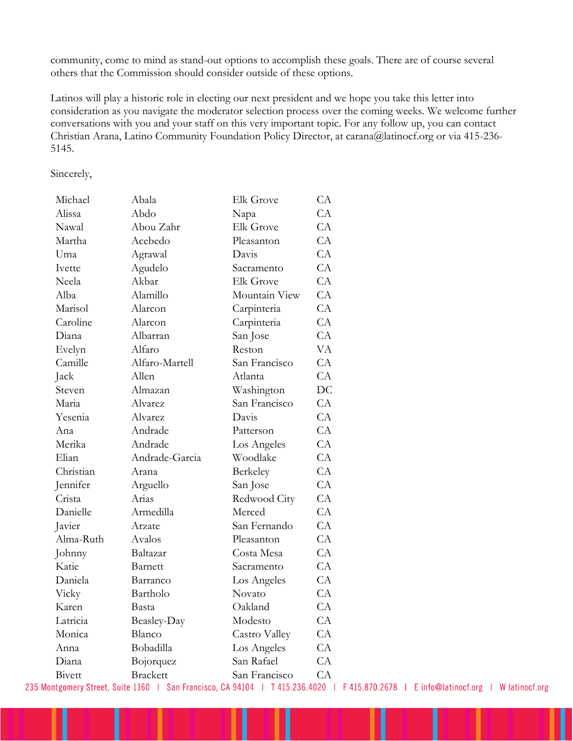community, come to mind as stand-out options to accomplish these goals. There are of course several others that the Commission should consider outside of these options.

Latinos will play a historic role in electing our next president and we hope you take this letter into consideration as you navigate the moderator selection process over the coming weeks. We welcome further conversations with you and your staff on this very important topic. For any follow up, you can contact Christian Arana, Latino Community Foundation Policy Director, at carana@latinocf.org or via 415-236-5145.

Sincerely,

| | | | |
|---|---|---|---|
| Michael | Abala | Elk Grove | CA |
| Alissa | Abdo | Napa | CA |
| Nawal | Abou Zahr | Elk Grove | CA |
| Martha | Acebedo | Pleasanton | CA |
| Uma | Agrawal | Davis | CA |
| Ivette | Agudelo | Sacramento | CA |
| Neela | Akbar | Elk Grove | CA |
| Alba | Alamillo | Mountain View | CA |
| Marisol | Alarcon | Carpinteria | CA |
| Caroline | Alarcon | Carpinteria | CA |
| Diana | Albarran | San Jose | CA |
| Evelyn | Alfaro | Reston | VA |
| Camille | Alfaro-Martell | San Francisco | CA |
| Jack | Allen | Atlanta | CA |
| Steven | Almazan | Washington | DC |
| Maria | Alvarez | San Francisco | CA |
| Yesenia | Alvarez | Davis | CA |
| Ana | Andrade | Patterson | CA |
| Merika | Andrade | Los Angeles | CA |
| Elian | Andrade-Garcia | Woodlake | CA |
| Christian | Arana | Berkeley | CA |
| Jennifer | Arguello | San Jose | CA |
| Crista | Arias | Redwood City | CA |
| Danielle | Armedilla | Merced | CA |
| Javier | Arzate | San Fernando | CA |
| Alma-Ruth | Avalos | Pleasanton | CA |
| Johnny | Baltazar | Costa Mesa | CA |
| Katie | Barnett | Sacramento | CA |
| Daniela | Barranco | Los Angeles | CA |
| Vicky | Bartholo | Novato | CA |
| Karen | Basta | Oakland | CA |
| Latricia | Beasley-Day | Modesto | CA |
| Monica | Blanco | Castro Valley | CA |
| Anna | Bobadilla | Los Angeles | CA |
| Diana | Bojorquez | San Rafael | CA |
| Bivett | Brackett | San Francisco | CA |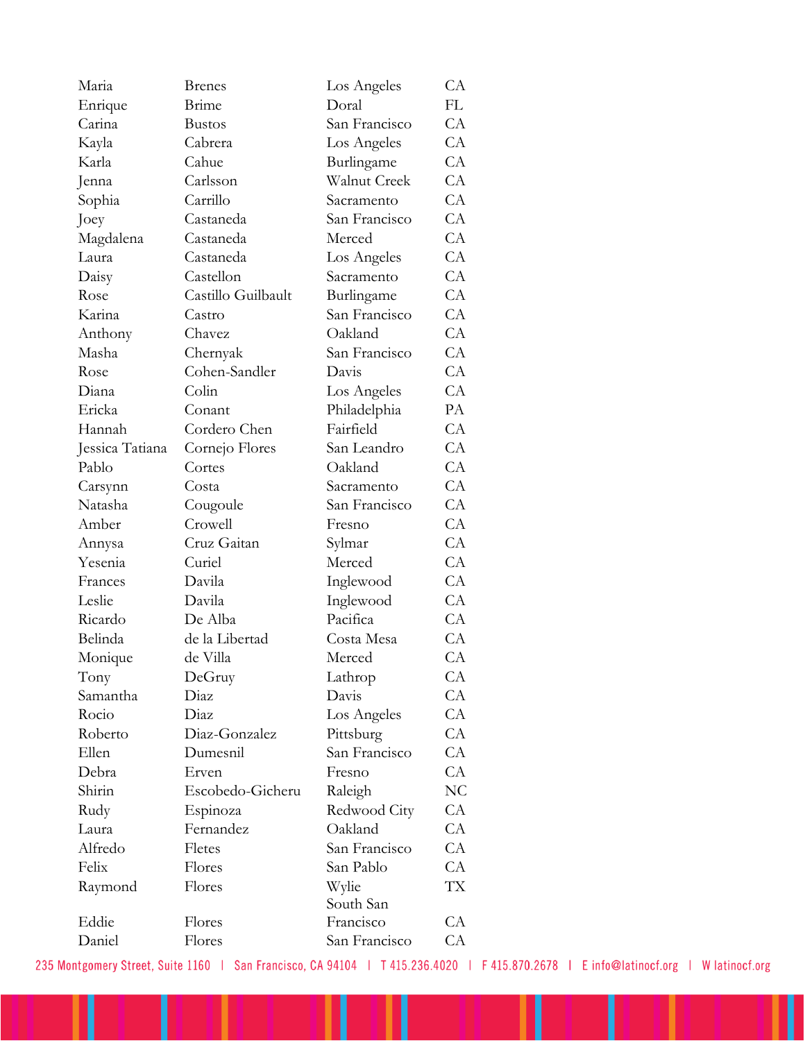| | | | |
|---|---|---|---|
| Maria | Brenes | Los Angeles | CA |
| Enrique | Brime | Doral | FL |
| Carina | Bustos | San Francisco | CA |
| Kayla | Cabrera | Los Angeles | CA |
| Karla | Cahue | Burlingame | CA |
| Jenna | Carlsson | Walnut Creek | CA |
| Sophia | Carrillo | Sacramento | CA |
| Joey | Castaneda | San Francisco | CA |
| Magdalena | Castaneda | Merced | CA |
| Laura | Castaneda | Los Angeles | CA |
| Daisy | Castellon | Sacramento | CA |
| Rose | Castillo Guilbault | Burlingame | CA |
| Karina | Castro | San Francisco | CA |
| Anthony | Chavez | Oakland | CA |
| Masha | Chernyak | San Francisco | CA |
| Rose | Cohen-Sandler | Davis | CA |
| Diana | Colin | Los Angeles | CA |
| Ericka | Conant | Philadelphia | PA |
| Hannah | Cordero Chen | Fairfield | CA |
| Jessica Tatiana | Cornejo Flores | San Leandro | CA |
| Pablo | Cortes | Oakland | CA |
| Carsynn | Costa | Sacramento | CA |
| Natasha | Cougoule | San Francisco | CA |
| Amber | Crowell | Fresno | CA |
| Annysa | Cruz Gaitan | Sylmar | CA |
| Yesenia | Curiel | Merced | CA |
| Frances | Davila | Inglewood | CA |
| Leslie | Davila | Inglewood | CA |
| Ricardo | De Alba | Pacifica | CA |
| Belinda | de la Libertad | Costa Mesa | CA |
| Monique | de Villa | Merced | CA |
| Tony | DeGruy | Lathrop | CA |
| Samantha | Diaz | Davis | CA |
| Rocio | Diaz | Los Angeles | CA |
| Roberto | Diaz-Gonzalez | Pittsburg | CA |
| Ellen | Dumesnil | San Francisco | CA |
| Debra | Erven | Fresno | CA |
| Shirin | Escobedo-Gicheru | Raleigh | NC |
| Rudy | Espinoza | Redwood City | CA |
| Laura | Fernandez | Oakland | CA |
| Alfredo | Fletes | San Francisco | CA |
| Felix | Flores | San Pablo | CA |
| Raymond | Flores | Wylie | TX |
| Eddie | Flores | South San Francisco | CA |
| Daniel | Flores | San Francisco | CA |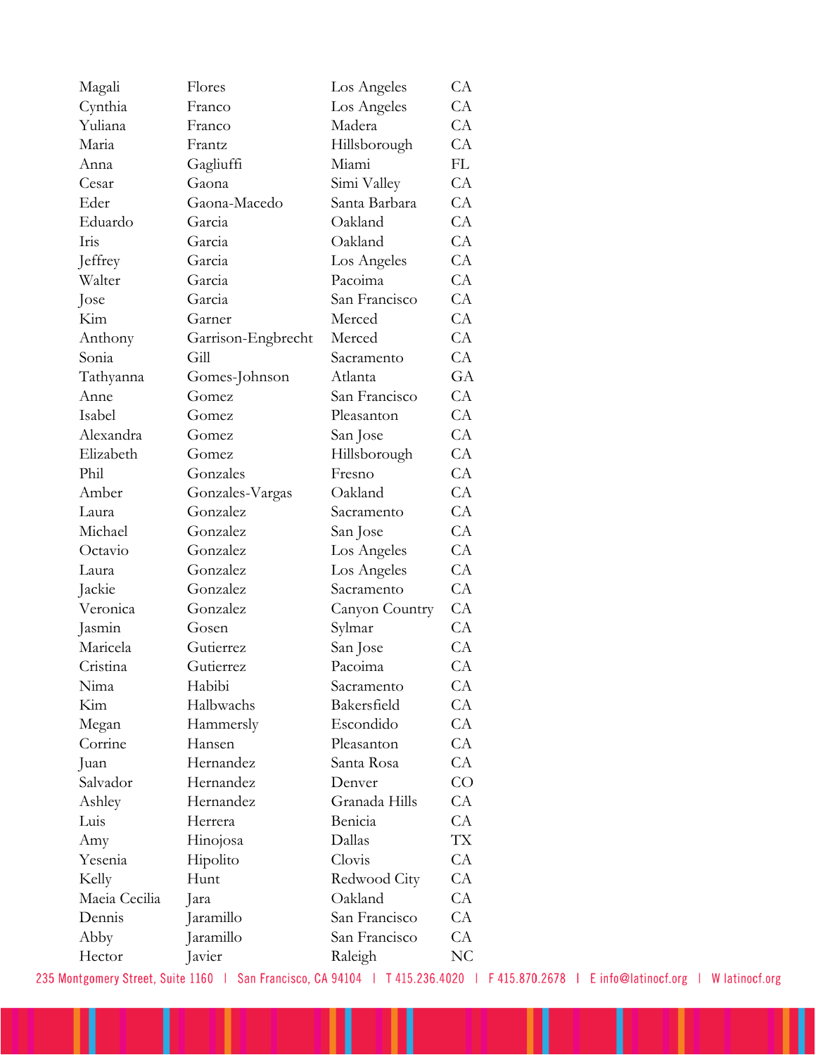| | | | |
|---|---|---|---|
| Magali | Flores | Los Angeles | CA |
| Cynthia | Franco | Los Angeles | CA |
| Yuliana | Franco | Madera | CA |
| Maria | Frantz | Hillsborough | CA |
| Anna | Gagliuffi | Miami | FL |
| Cesar | Gaona | Simi Valley | CA |
| Eder | Gaona-Macedo | Santa Barbara | CA |
| Eduardo | Garcia | Oakland | CA |
| Iris | Garcia | Oakland | CA |
| Jeffrey | Garcia | Los Angeles | CA |
| Walter | Garcia | Pacoima | CA |
| Jose | Garcia | San Francisco | CA |
| Kim | Garner | Merced | CA |
| Anthony | Garrison-Engbrecht | Merced | CA |
| Sonia | Gill | Sacramento | CA |
| Tathyanna | Gomes-Johnson | Atlanta | GA |
| Anne | Gomez | San Francisco | CA |
| Isabel | Gomez | Pleasanton | CA |
| Alexandra | Gomez | San Jose | CA |
| Elizabeth | Gomez | Hillsborough | CA |
| Phil | Gonzales | Fresno | CA |
| Amber | Gonzales-Vargas | Oakland | CA |
| Laura | Gonzalez | Sacramento | CA |
| Michael | Gonzalez | San Jose | CA |
| Octavio | Gonzalez | Los Angeles | CA |
| Laura | Gonzalez | Los Angeles | CA |
| Jackie | Gonzalez | Sacramento | CA |
| Veronica | Gonzalez | Canyon Country | CA |
| Jasmin | Gosen | Sylmar | CA |
| Maricela | Gutierrez | San Jose | CA |
| Cristina | Gutierrez | Pacoima | CA |
| Nima | Habibi | Sacramento | CA |
| Kim | Halbwachs | Bakersfield | CA |
| Megan | Hammersly | Escondido | CA |
| Corrine | Hansen | Pleasanton | CA |
| Juan | Hernandez | Santa Rosa | CA |
| Salvador | Hernandez | Denver | CO |
| Ashley | Hernandez | Granada Hills | CA |
| Luis | Herrera | Benicia | CA |
| Amy | Hinojosa | Dallas | TX |
| Yesenia | Hipolito | Clovis | CA |
| Kelly | Hunt | Redwood City | CA |
| Maeia Cecilia | Jara | Oakland | CA |
| Dennis | Jaramillo | San Francisco | CA |
| Abby | Jaramillo | San Francisco | CA |
| Hector | Javier | Raleigh | NC |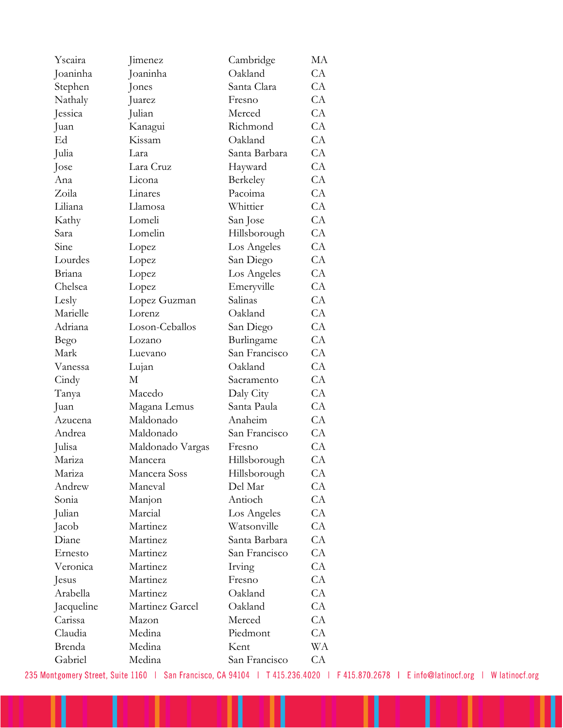| | | | |
|---|---|---|---|
| Yscaira | Jimenez | Cambridge | MA |
| Joaninha | Joaninha | Oakland | CA |
| Stephen | Jones | Santa Clara | CA |
| Nathaly | Juarez | Fresno | CA |
| Jessica | Julian | Merced | CA |
| Juan | Kanagui | Richmond | CA |
| Ed | Kissam | Oakland | CA |
| Julia | Lara | Santa Barbara | CA |
| Jose | Lara Cruz | Hayward | CA |
| Ana | Licona | Berkeley | CA |
| Zoila | Linares | Pacoima | CA |
| Liliana | Llamosa | Whittier | CA |
| Kathy | Lomeli | San Jose | CA |
| Sara | Lomelin | Hillsborough | CA |
| Sine | Lopez | Los Angeles | CA |
| Lourdes | Lopez | San Diego | CA |
| Briana | Lopez | Los Angeles | CA |
| Chelsea | Lopez | Emeryville | CA |
| Lesly | Lopez Guzman | Salinas | CA |
| Marielle | Lorenz | Oakland | CA |
| Adriana | Loson-Ceballos | San Diego | CA |
| Bego | Lozano | Burlingame | CA |
| Mark | Luevano | San Francisco | CA |
| Vanessa | Lujan | Oakland | CA |
| Cindy | M | Sacramento | CA |
| Tanya | Macedo | Daly City | CA |
| Juan | Magana Lemus | Santa Paula | CA |
| Azucena | Maldonado | Anaheim | CA |
| Andrea | Maldonado | San Francisco | CA |
| Julisa | Maldonado Vargas | Fresno | CA |
| Mariza | Mancera | Hillsborough | CA |
| Mariza | Mancera Soss | Hillsborough | CA |
| Andrew | Maneval | Del Mar | CA |
| Sonia | Manjon | Antioch | CA |
| Julian | Marcial | Los Angeles | CA |
| Jacob | Martinez | Watsonville | CA |
| Diane | Martinez | Santa Barbara | CA |
| Ernesto | Martinez | San Francisco | CA |
| Veronica | Martinez | Irving | CA |
| Jesus | Martinez | Fresno | CA |
| Arabella | Martinez | Oakland | CA |
| Jacqueline | Martinez Garcel | Oakland | CA |
| Carissa | Mazon | Merced | CA |
| Claudia | Medina | Piedmont | CA |
| Brenda | Medina | Kent | WA |
| Gabriel | Medina | San Francisco | CA |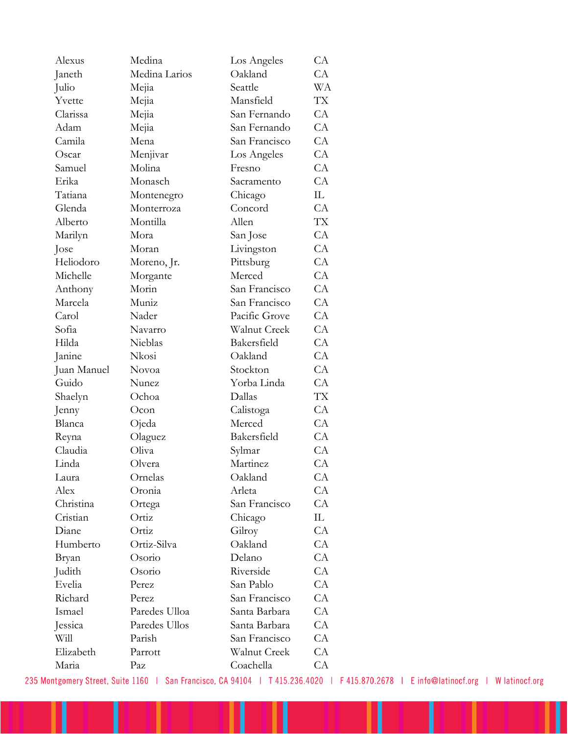| | | | |
|---|---|---|---|
| Alexus | Medina | Los Angeles | CA |
| Janeth | Medina Larios | Oakland | CA |
| Julio | Mejia | Seattle | WA |
| Yvette | Mejia | Mansfield | TX |
| Clarissa | Mejia | San Fernando | CA |
| Adam | Mejia | San Fernando | CA |
| Camila | Mena | San Francisco | CA |
| Oscar | Menjivar | Los Angeles | CA |
| Samuel | Molina | Fresno | CA |
| Erika | Monasch | Sacramento | CA |
| Tatiana | Montenegro | Chicago | IL |
| Glenda | Monterroza | Concord | CA |
| Alberto | Montilla | Allen | TX |
| Marilyn | Mora | San Jose | CA |
| Jose | Moran | Livingston | CA |
| Heliodoro | Moreno, Jr. | Pittsburg | CA |
| Michelle | Morgante | Merced | CA |
| Anthony | Morin | San Francisco | CA |
| Marcela | Muniz | San Francisco | CA |
| Carol | Nader | Pacific Grove | CA |
| Sofia | Navarro | Walnut Creek | CA |
| Hilda | Nieblas | Bakersfield | CA |
| Janine | Nkosi | Oakland | CA |
| Juan Manuel | Novoa | Stockton | CA |
| Guido | Nunez | Yorba Linda | CA |
| Shaelyn | Ochoa | Dallas | TX |
| Jenny | Ocon | Calistoga | CA |
| Blanca | Ojeda | Merced | CA |
| Reyna | Olaguez | Bakersfield | CA |
| Claudia | Oliva | Sylmar | CA |
| Linda | Olvera | Martinez | CA |
| Laura | Ornelas | Oakland | CA |
| Alex | Oronia | Arleta | CA |
| Christina | Ortega | San Francisco | CA |
| Cristian | Ortiz | Chicago | IL |
| Diane | Ortiz | Gilroy | CA |
| Humberto | Ortiz-Silva | Oakland | CA |
| Bryan | Osorio | Delano | CA |
| Judith | Osorio | Riverside | CA |
| Evelia | Perez | San Pablo | CA |
| Richard | Perez | San Francisco | CA |
| Ismael | Paredes Ulloa | Santa Barbara | CA |
| Jessica | Paredes Ullos | Santa Barbara | CA |
| Will | Parish | San Francisco | CA |
| Elizabeth | Parrott | Walnut Creek | CA |
| Maria | Paz | Coachella | CA |

235 Montgomery Street, Suite 1160 | San Francisco, CA 94104 | T 415.236.4020 | F 415.870.2678 | E info@latinocf.org | W latinocf.org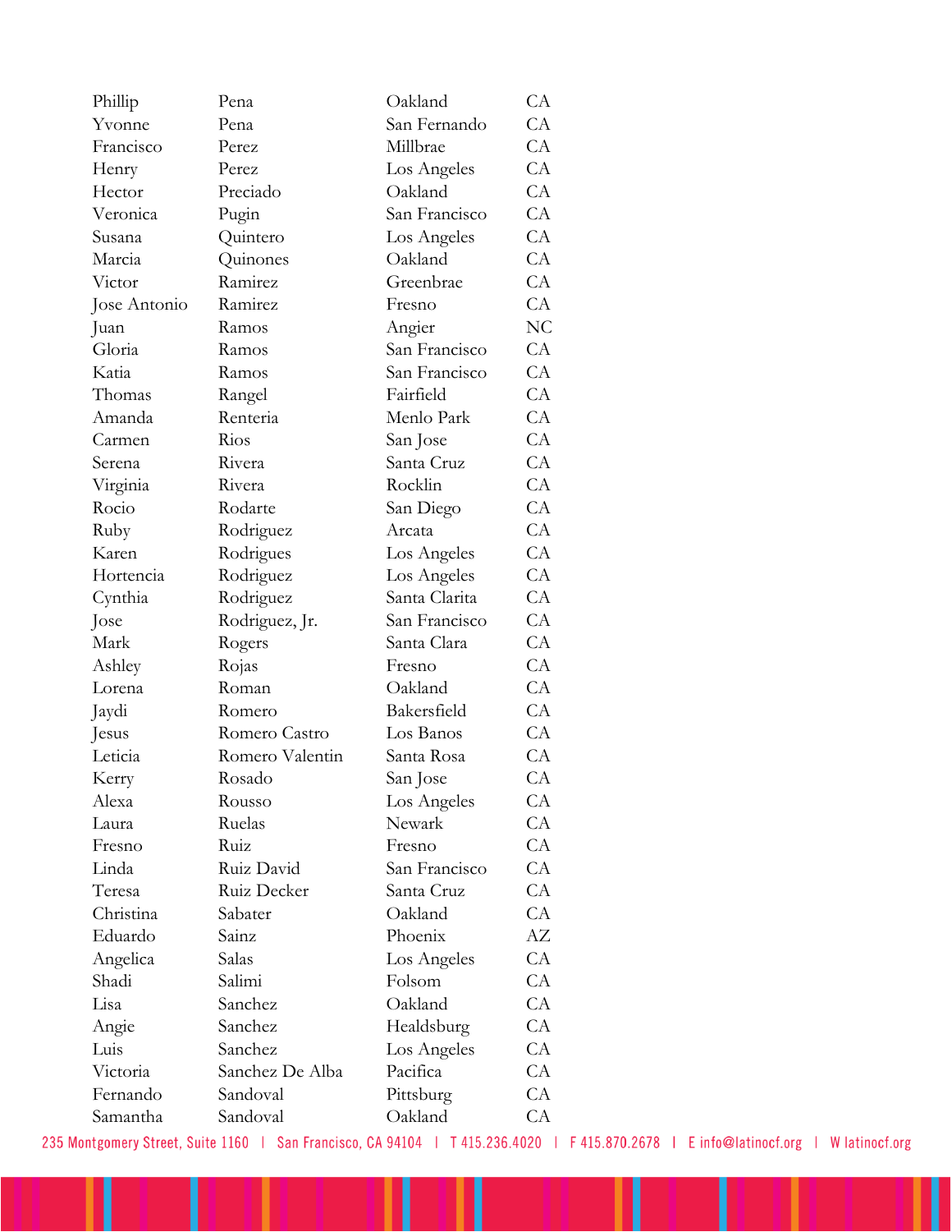| | | | |
|---|---|---|---|
| Phillip | Pena | Oakland | CA |
| Yvonne | Pena | San Fernando | CA |
| Francisco | Perez | Millbrae | CA |
| Henry | Perez | Los Angeles | CA |
| Hector | Preciado | Oakland | CA |
| Veronica | Pugin | San Francisco | CA |
| Susana | Quintero | Los Angeles | CA |
| Marcia | Quinones | Oakland | CA |
| Victor | Ramirez | Greenbrae | CA |
| Jose Antonio | Ramirez | Fresno | CA |
| Juan | Ramos | Angier | NC |
| Gloria | Ramos | San Francisco | CA |
| Katia | Ramos | San Francisco | CA |
| Thomas | Rangel | Fairfield | CA |
| Amanda | Renteria | Menlo Park | CA |
| Carmen | Rios | San Jose | CA |
| Serena | Rivera | Santa Cruz | CA |
| Virginia | Rivera | Rocklin | CA |
| Rocio | Rodarte | San Diego | CA |
| Ruby | Rodriguez | Arcata | CA |
| Karen | Rodrigues | Los Angeles | CA |
| Hortencia | Rodriguez | Los Angeles | CA |
| Cynthia | Rodriguez | Santa Clarita | CA |
| Jose | Rodriguez, Jr. | San Francisco | CA |
| Mark | Rogers | Santa Clara | CA |
| Ashley | Rojas | Fresno | CA |
| Lorena | Roman | Oakland | CA |
| Jaydi | Romero | Bakersfield | CA |
| Jesus | Romero Castro | Los Banos | CA |
| Leticia | Romero Valentin | Santa Rosa | CA |
| Kerry | Rosado | San Jose | CA |
| Alexa | Rousso | Los Angeles | CA |
| Laura | Ruelas | Newark | CA |
| Fresno | Ruiz | Fresno | CA |
| Linda | Ruiz David | San Francisco | CA |
| Teresa | Ruiz Decker | Santa Cruz | CA |
| Christina | Sabater | Oakland | CA |
| Eduardo | Sainz | Phoenix | AZ |
| Angelica | Salas | Los Angeles | CA |
| Shadi | Salimi | Folsom | CA |
| Lisa | Sanchez | Oakland | CA |
| Angie | Sanchez | Healdsburg | CA |
| Luis | Sanchez | Los Angeles | CA |
| Victoria | Sanchez De Alba | Pacifica | CA |
| Fernando | Sandoval | Pittsburg | CA |
| Samantha | Sandoval | Oakland | CA |

235 Montgomery Street, Suite 1160 | San Francisco, CA 94104 | T 415.236.4020 | F 415.870.2678 | E info@latinocf.org | W latinocf.org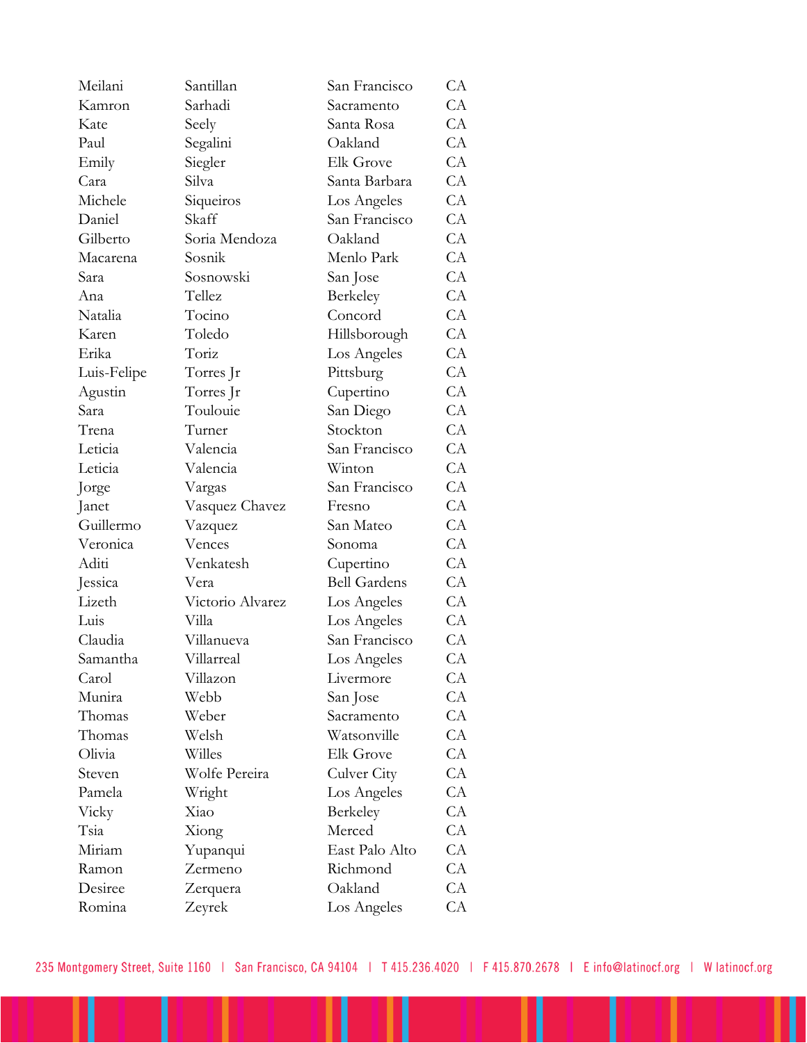| | | | |
|---|---|---|---|
| Meilani | Santillan | San Francisco | CA |
| Kamron | Sarhadi | Sacramento | CA |
| Kate | Seely | Santa Rosa | CA |
| Paul | Segalini | Oakland | CA |
| Emily | Siegler | Elk Grove | CA |
| Cara | Silva | Santa Barbara | CA |
| Michele | Siqueiros | Los Angeles | CA |
| Daniel | Skaff | San Francisco | CA |
| Gilberto | Soria Mendoza | Oakland | CA |
| Macarena | Sosnik | Menlo Park | CA |
| Sara | Sosnowski | San Jose | CA |
| Ana | Tellez | Berkeley | CA |
| Natalia | Tocino | Concord | CA |
| Karen | Toledo | Hillsborough | CA |
| Erika | Toriz | Los Angeles | CA |
| Luis-Felipe | Torres Jr | Pittsburg | CA |
| Agustin | Torres Jr | Cupertino | CA |
| Sara | Toulouie | San Diego | CA |
| Trena | Turner | Stockton | CA |
| Leticia | Valencia | San Francisco | CA |
| Leticia | Valencia | Winton | CA |
| Jorge | Vargas | San Francisco | CA |
| Janet | Vasquez Chavez | Fresno | CA |
| Guillermo | Vazquez | San Mateo | CA |
| Veronica | Vences | Sonoma | CA |
| Aditi | Venkatesh | Cupertino | CA |
| Jessica | Vera | Bell Gardens | CA |
| Lizeth | Victorio Alvarez | Los Angeles | CA |
| Luis | Villa | Los Angeles | CA |
| Claudia | Villanueva | San Francisco | CA |
| Samantha | Villarreal | Los Angeles | CA |
| Carol | Villazon | Livermore | CA |
| Munira | Webb | San Jose | CA |
| Thomas | Weber | Sacramento | CA |
| Thomas | Welsh | Watsonville | CA |
| Olivia | Willes | Elk Grove | CA |
| Steven | Wolfe Pereira | Culver City | CA |
| Pamela | Wright | Los Angeles | CA |
| Vicky | Xiao | Berkeley | CA |
| Tsia | Xiong | Merced | CA |
| Miriam | Yupanqui | East Palo Alto | CA |
| Ramon | Zermeno | Richmond | CA |
| Desiree | Zerquera | Oakland | CA |
| Romina | Zeyrek | Los Angeles | CA |

235 Montgomery Street, Suite 1160 | San Francisco, CA 94104 | T 415.236.4020 | F 415.870.2678 | E info@latinocf.org | W latinocf.org